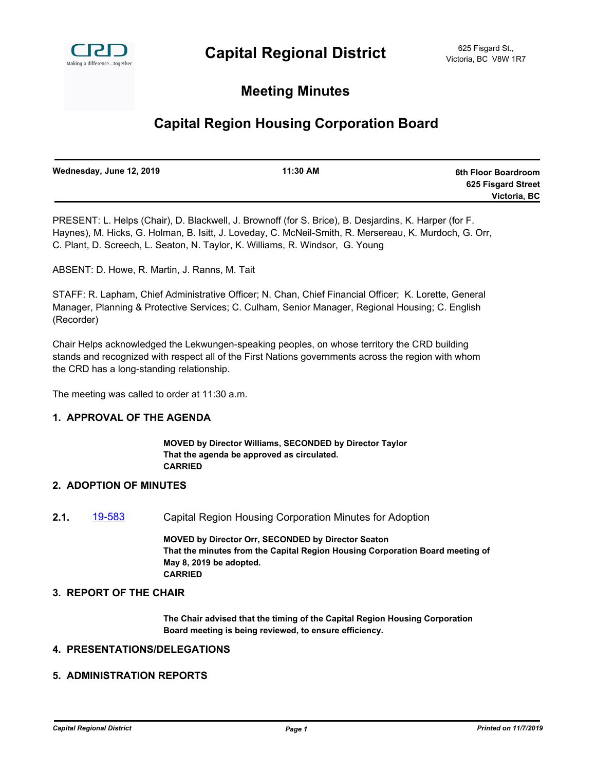# Capital Regional District

625 Fisgard St.,
Victoria, BC V8W 1R7

## Meeting Minutes

## Capital Region Housing Corporation Board

| **Wednesday, June 12, 2019** | **11:30 AM** | **6th Floor Boardroom 625 Fisgard Street Victoria, BC** |
|---|---|---|

PRESENT: L. Helps (Chair), D. Blackwell, J. Brownoff (for S. Brice), B. Desjardins, K. Harper (for F. Haynes), M. Hicks, G. Holman, B. Isitt, J. Loveday, C. McNeil-Smith, R. Mersereau, K. Murdoch, G. Orr, C. Plant, D. Screech, L. Seaton, N. Taylor, K. Williams, R. Windsor, G. Young

ABSENT: D. Howe, R. Martin, J. Ranns, M. Tait

STAFF: R. Lapham, Chief Administrative Officer; N. Chan, Chief Financial Officer; K. Lorette, General Manager, Planning & Protective Services; C. Culham, Senior Manager, Regional Housing; C. English (Recorder)

Chair Helps acknowledged the Lekwungen-speaking peoples, on whose territory the CRD building stands and recognized with respect all of the First Nations governments across the region with whom the CRD has a long-standing relationship.

The meeting was called to order at 11:30 a.m.

### 1. APPROVAL OF THE AGENDA

**MOVED by Director Williams, SECONDED by Director Taylor**
**That the agenda be approved as circulated.**
**CARRIED**

### 2. ADOPTION OF MINUTES

**2.1.** 19-583 Capital Region Housing Corporation Minutes for Adoption

**MOVED by Director Orr, SECONDED by Director Seaton**
**That the minutes from the Capital Region Housing Corporation Board meeting of May 8, 2019 be adopted.**
**CARRIED**

### 3. REPORT OF THE CHAIR

**The Chair advised that the timing of the Capital Region Housing Corporation Board meeting is being reviewed, to ensure efficiency.**

### 4. PRESENTATIONS/DELEGATIONS

### 5. ADMINISTRATION REPORTS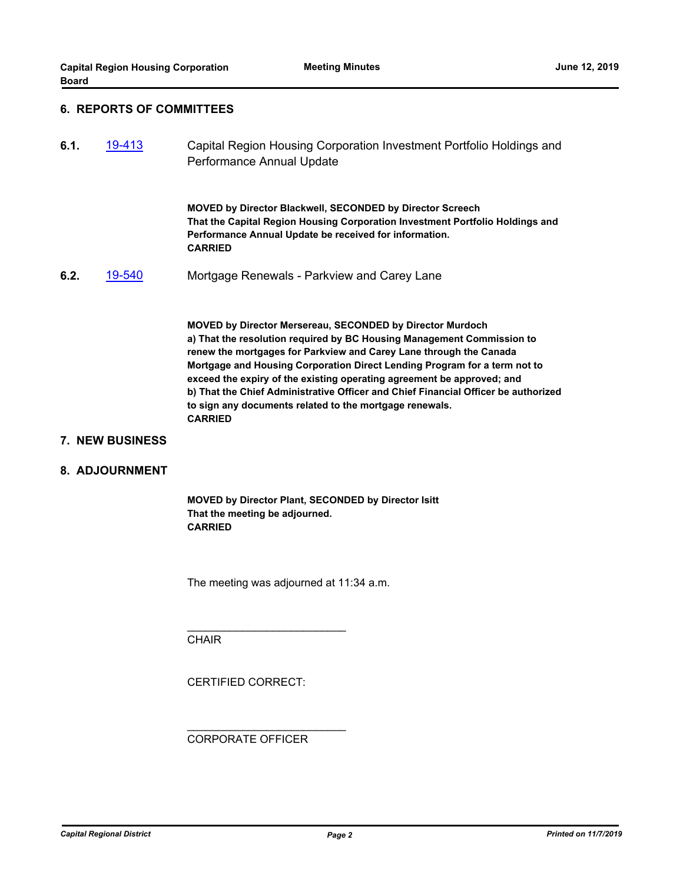## 6. REPORTS OF COMMITTEES

**6.1.** 19-413 Capital Region Housing Corporation Investment Portfolio Holdings and Performance Annual Update

**MOVED by Director Blackwell, SECONDED by Director Screech**
**That the Capital Region Housing Corporation Investment Portfolio Holdings and Performance Annual Update be received for information.**
**CARRIED**

**6.2.** 19-540 Mortgage Renewals - Parkview and Carey Lane

**MOVED by Director Mersereau, SECONDED by Director Murdoch**
**a) That the resolution required by BC Housing Management Commission to renew the mortgages for Parkview and Carey Lane through the Canada Mortgage and Housing Corporation Direct Lending Program for a term not to exceed the expiry of the existing operating agreement be approved; and**
**b) That the Chief Administrative Officer and Chief Financial Officer be authorized to sign any documents related to the mortgage renewals.**
**CARRIED**

## 7. NEW BUSINESS

## 8. ADJOURNMENT

**MOVED by Director Plant, SECONDED by Director Isitt**
**That the meeting be adjourned.**
**CARRIED**

The meeting was adjourned at 11:34 a.m.

___________________________
CHAIR

CERTIFIED CORRECT:

___________________________
CORPORATE OFFICER